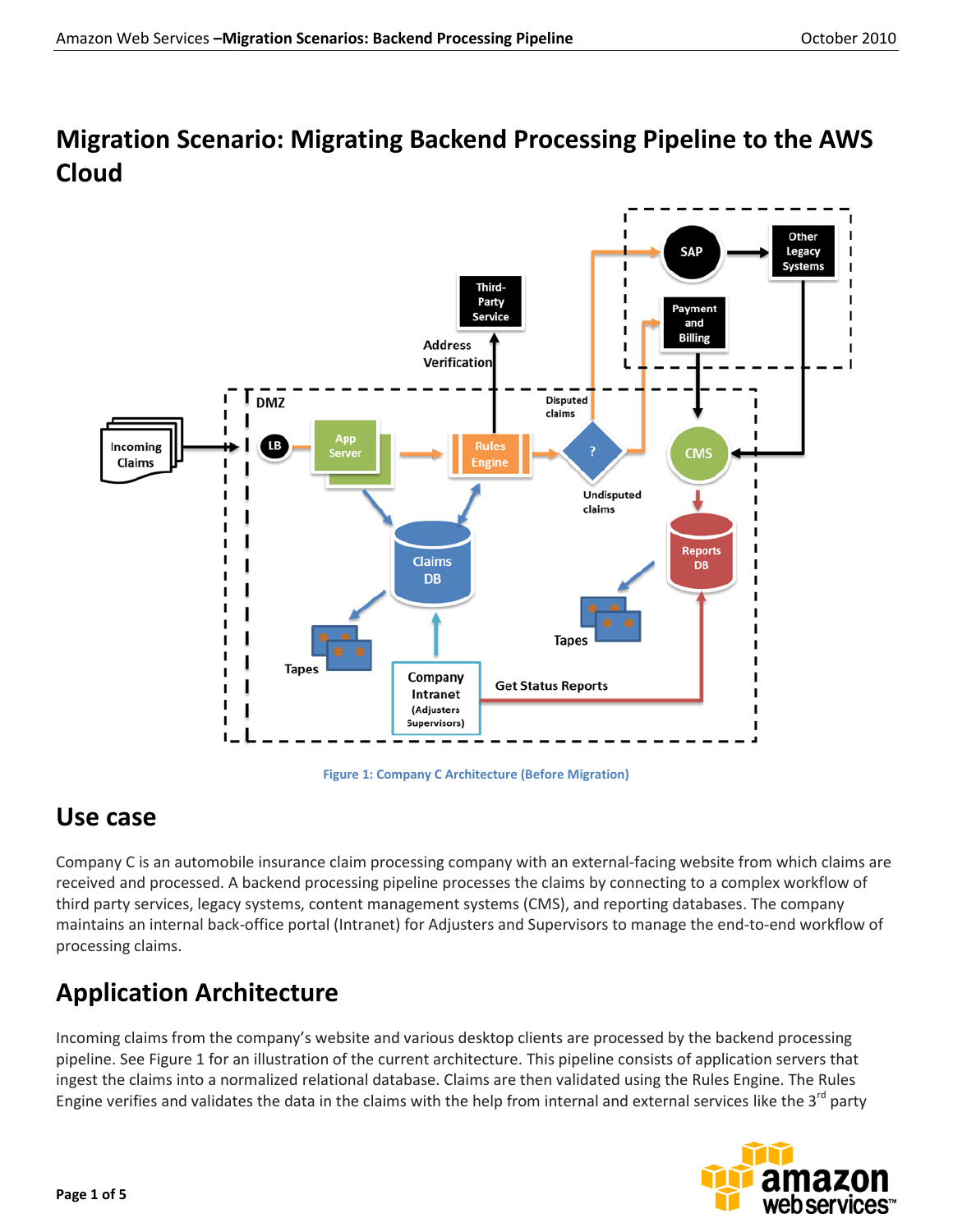# Migration Scenario: Migrating Backend Processing Pipeline to the AWS Cloud

Figure 1: Company C Architecture (Before Migration)

## Use case

Company C is an automobile insurance claim processing company with an external-facing website from which claims are received and processed. A backend processing pipeline processes the claims by connecting to a complex workflow of third party services, legacy systems, content management systems (CMS), and reporting databases. The company maintains an internal back-office portal (Intranet) for Adjusters and Supervisors to manage the end-to-end workflow of processing claims.

## Application Architecture

Incoming claims from the company's website and various desktop clients are processed by the backend processing pipeline. See Figure 1 for an illustration of the current architecture. This pipeline consists of application servers that ingest the claims into a normalized relational database. Claims are then validated using the Rules Engine. The Rules Engine verifies and validates the data in the claims with the help from internal and external services like the 3rd party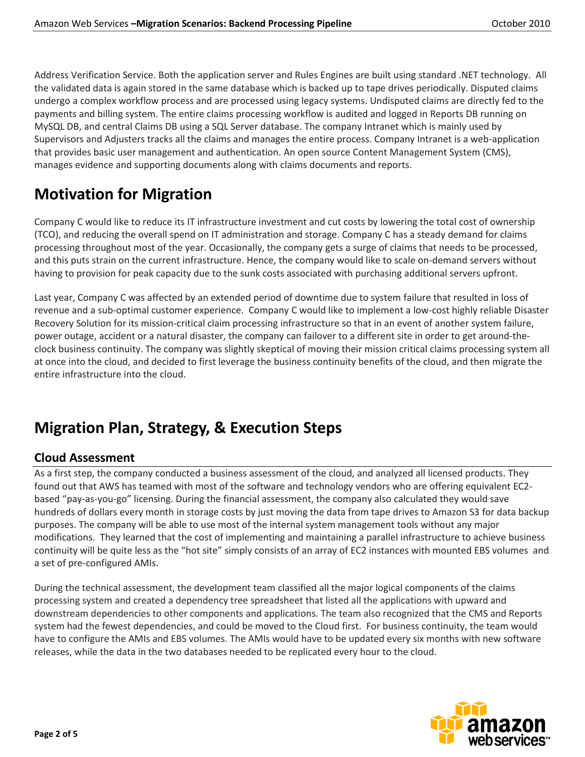Address Verification Service. Both the application server and Rules Engines are built using standard .NET technology. All the validated data is again stored in the same database which is backed up to tape drives periodically. Disputed claims undergo a complex workflow process and are processed using legacy systems. Undisputed claims are directly fed to the payments and billing system. The entire claims processing workflow is audited and logged in Reports DB running on MySQL DB, and central Claims DB using a SQL Server database. The company Intranet which is mainly used by Supervisors and Adjusters tracks all the claims and manages the entire process. Company Intranet is a web-application that provides basic user management and authentication. An open source Content Management System (CMS), manages evidence and supporting documents along with claims documents and reports.

# Motivation for Migration

Company C would like to reduce its IT infrastructure investment and cut costs by lowering the total cost of ownership (TCO), and reducing the overall spend on IT administration and storage. Company C has a steady demand for claims processing throughout most of the year. Occasionally, the company gets a surge of claims that needs to be processed, and this puts strain on the current infrastructure. Hence, the company would like to scale on-demand servers without having to provision for peak capacity due to the sunk costs associated with purchasing additional servers upfront.

Last year, Company C was affected by an extended period of downtime due to system failure that resulted in loss of revenue and a sub-optimal customer experience. Company C would like to implement a low-cost highly reliable Disaster Recovery Solution for its mission-critical claim processing infrastructure so that in an event of another system failure, power outage, accident or a natural disaster, the company can failover to a different site in order to get around-the-clock business continuity. The company was slightly skeptical of moving their mission critical claims processing system all at once into the cloud, and decided to first leverage the business continuity benefits of the cloud, and then migrate the entire infrastructure into the cloud.

# Migration Plan, Strategy, & Execution Steps

## Cloud Assessment

As a first step, the company conducted a business assessment of the cloud, and analyzed all licensed products. They found out that AWS has teamed with most of the software and technology vendors who are offering equivalent EC2-based "pay-as-you-go" licensing. During the financial assessment, the company also calculated they would save hundreds of dollars every month in storage costs by just moving the data from tape drives to Amazon S3 for data backup purposes. The company will be able to use most of the internal system management tools without any major modifications. They learned that the cost of implementing and maintaining a parallel infrastructure to achieve business continuity will be quite less as the "hot site" simply consists of an array of EC2 instances with mounted EBS volumes and a set of pre-configured AMIs.

During the technical assessment, the development team classified all the major logical components of the claims processing system and created a dependency tree spreadsheet that listed all the applications with upward and downstream dependencies to other components and applications. The team also recognized that the CMS and Reports system had the fewest dependencies, and could be moved to the Cloud first. For business continuity, the team would have to configure the AMIs and EBS volumes. The AMIs would have to be updated every six months with new software releases, while the data in the two databases needed to be replicated every hour to the cloud.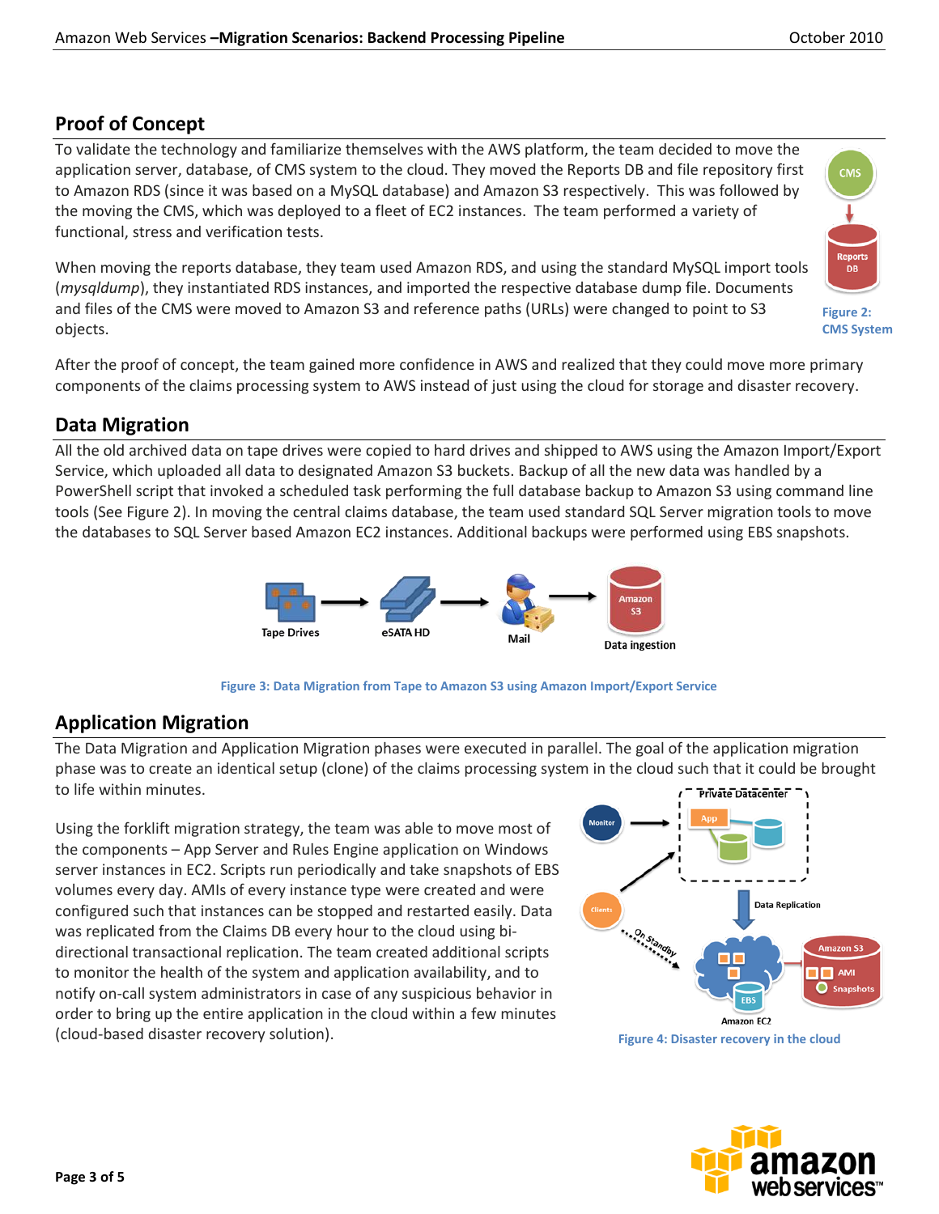## Proof of Concept

To validate the technology and familiarize themselves with the AWS platform, the team decided to move the application server, database, of CMS system to the cloud. They moved the Reports DB and file repository first to Amazon RDS (since it was based on a MySQL database) and Amazon S3 respectively. This was followed by the moving the CMS, which was deployed to a fleet of EC2 instances. The team performed a variety of functional, stress and verification tests.

When moving the reports database, they team used Amazon RDS, and using the standard MySQL import tools (*mysqldump*), they instantiated RDS instances, and imported the respective database dump file. Documents and files of the CMS were moved to Amazon S3 and reference paths (URLs) were changed to point to S3 objects.

Figure 2: CMS System

After the proof of concept, the team gained more confidence in AWS and realized that they could move more primary components of the claims processing system to AWS instead of just using the cloud for storage and disaster recovery.

## Data Migration

All the old archived data on tape drives were copied to hard drives and shipped to AWS using the Amazon Import/Export Service, which uploaded all data to designated Amazon S3 buckets. Backup of all the new data was handled by a PowerShell script that invoked a scheduled task performing the full database backup to Amazon S3 using command line tools (See Figure 2). In moving the central claims database, the team used standard SQL Server migration tools to move the databases to SQL Server based Amazon EC2 instances. Additional backups were performed using EBS snapshots.

Figure 3: Data Migration from Tape to Amazon S3 using Amazon Import/Export Service

## Application Migration

The Data Migration and Application Migration phases were executed in parallel. The goal of the application migration phase was to create an identical setup (clone) of the claims processing system in the cloud such that it could be brought to life within minutes.

Using the forklift migration strategy, the team was able to move most of the components – App Server and Rules Engine application on Windows server instances in EC2. Scripts run periodically and take snapshots of EBS volumes every day. AMIs of every instance type were created and were configured such that instances can be stopped and restarted easily. Data was replicated from the Claims DB every hour to the cloud using bi-directional transactional replication. The team created additional scripts to monitor the health of the system and application availability, and to notify on-call system administrators in case of any suspicious behavior in order to bring up the entire application in the cloud within a few minutes (cloud-based disaster recovery solution).

Figure 4: Disaster recovery in the cloud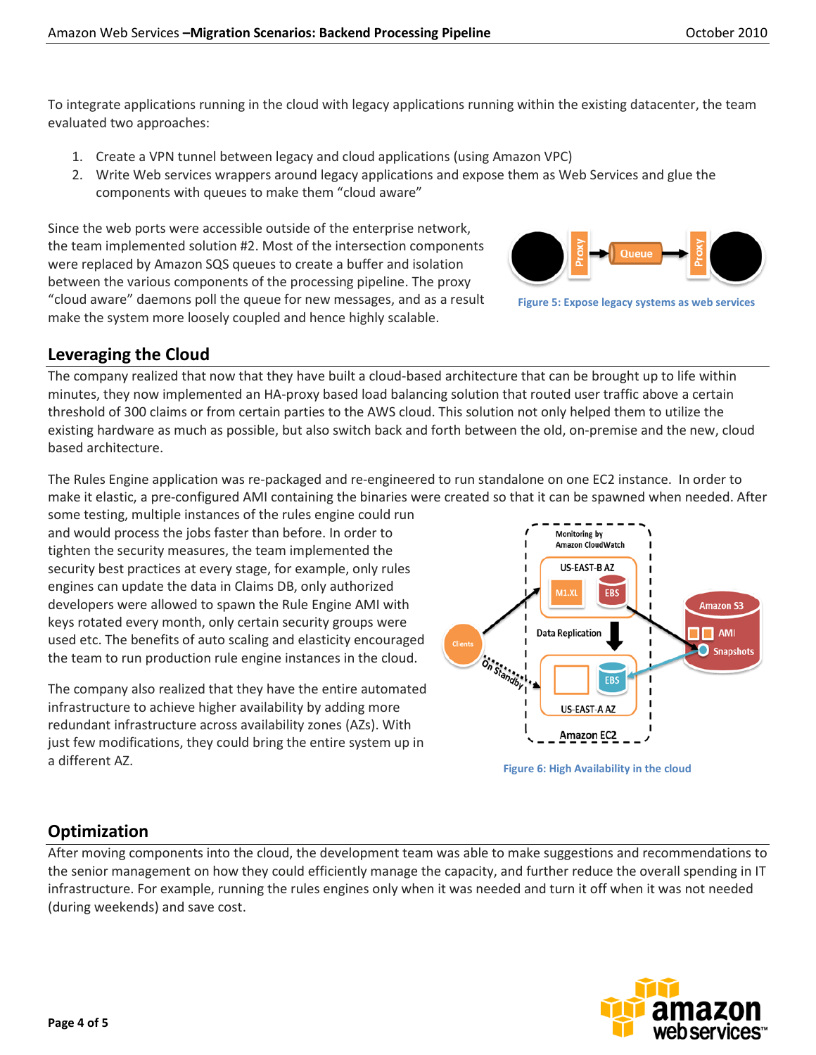To integrate applications running in the cloud with legacy applications running within the existing datacenter, the team evaluated two approaches:

1. Create a VPN tunnel between legacy and cloud applications (using Amazon VPC)
2. Write Web services wrappers around legacy applications and expose them as Web Services and glue the components with queues to make them "cloud aware"

Since the web ports were accessible outside of the enterprise network, the team implemented solution #2. Most of the intersection components were replaced by Amazon SQS queues to create a buffer and isolation between the various components of the processing pipeline. The proxy "cloud aware" daemons poll the queue for new messages, and as a result make the system more loosely coupled and hence highly scalable.

Figure 5: Expose legacy systems as web services

## Leveraging the Cloud

The company realized that now that they have built a cloud-based architecture that can be brought up to life within minutes, they now implemented an HA-proxy based load balancing solution that routed user traffic above a certain threshold of 300 claims or from certain parties to the AWS cloud. This solution not only helped them to utilize the existing hardware as much as possible, but also switch back and forth between the old, on-premise and the new, cloud based architecture.

The Rules Engine application was re-packaged and re-engineered to run standalone on one EC2 instance. In order to make it elastic, a pre-configured AMI containing the binaries were created so that it can be spawned when needed. After some testing, multiple instances of the rules engine could run and would process the jobs faster than before. In order to tighten the security measures, the team implemented the security best practices at every stage, for example, only rules engines can update the data in Claims DB, only authorized developers were allowed to spawn the Rule Engine AMI with keys rotated every month, only certain security groups were used etc. The benefits of auto scaling and elasticity encouraged the team to run production rule engine instances in the cloud.

The company also realized that they have the entire automated infrastructure to achieve higher availability by adding more redundant infrastructure across availability zones (AZs). With just few modifications, they could bring the entire system up in a different AZ.

Figure 6: High Availability in the cloud

## Optimization

After moving components into the cloud, the development team was able to make suggestions and recommendations to the senior management on how they could efficiently manage the capacity, and further reduce the overall spending in IT infrastructure. For example, running the rules engines only when it was needed and turn it off when it was not needed (during weekends) and save cost.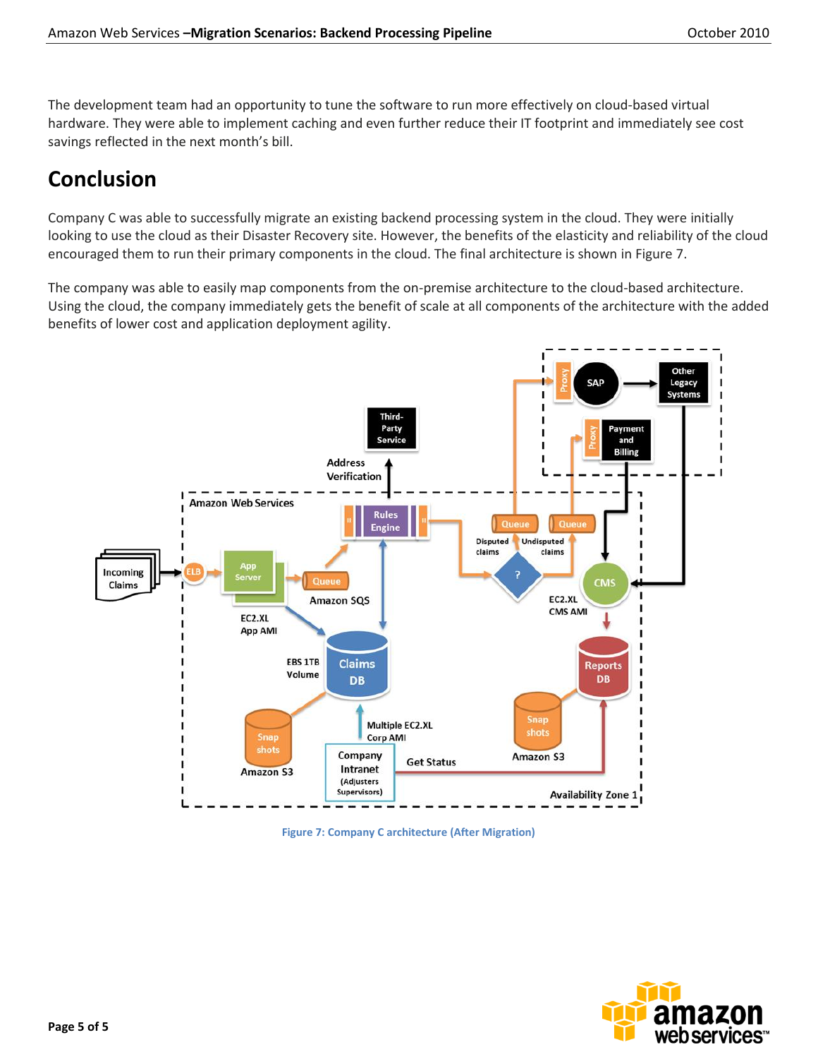The development team had an opportunity to tune the software to run more effectively on cloud-based virtual hardware. They were able to implement caching and even further reduce their IT footprint and immediately see cost savings reflected in the next month's bill.

## Conclusion

Company C was able to successfully migrate an existing backend processing system in the cloud. They were initially looking to use the cloud as their Disaster Recovery site. However, the benefits of the elasticity and reliability of the cloud encouraged them to run their primary components in the cloud. The final architecture is shown in Figure 7.

The company was able to easily map components from the on-premise architecture to the cloud-based architecture. Using the cloud, the company immediately gets the benefit of scale at all components of the architecture with the added benefits of lower cost and application deployment agility.

Figure 7: Company C architecture (After Migration)